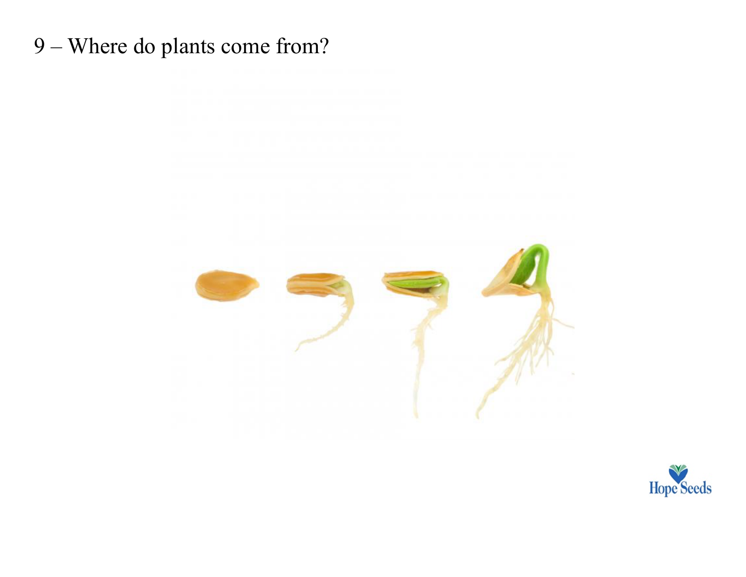9 – Where do plants come from?

Hope Seeds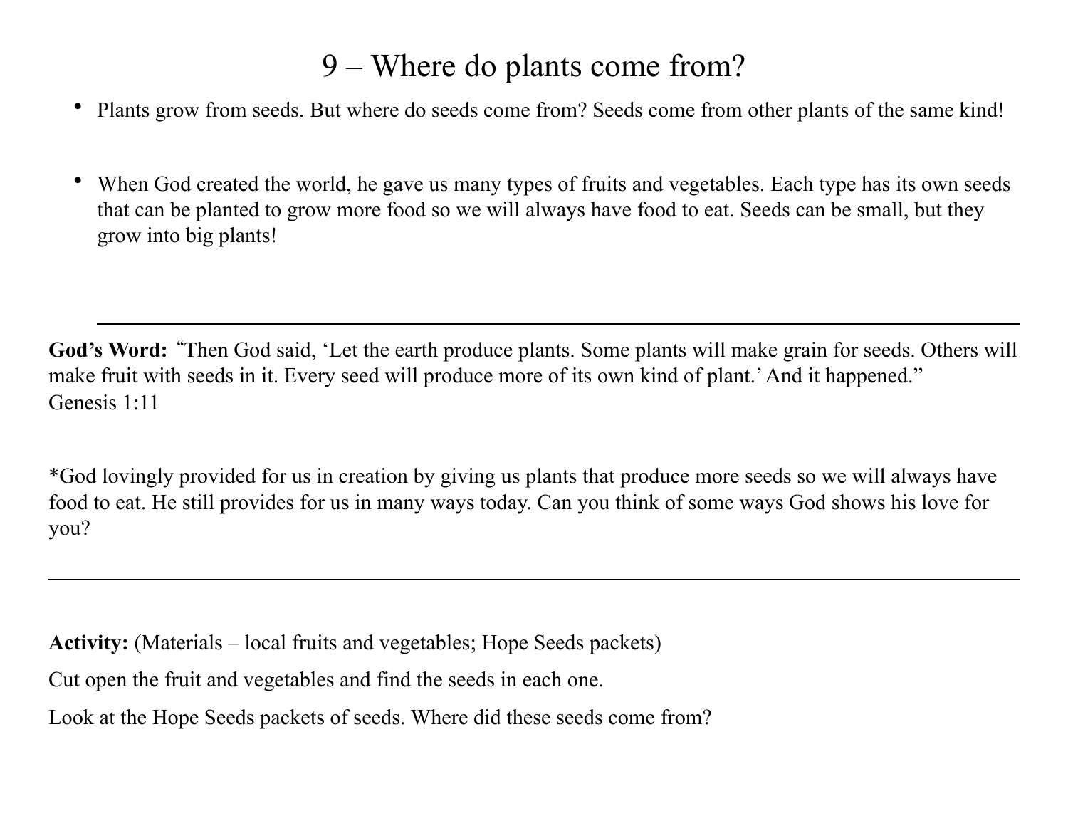# 9 – Where do plants come from?

- Plants grow from seeds. But where do seeds come from? Seeds come from other plants of the same kind!
- When God created the world, he gave us many types of fruits and vegetables. Each type has its own seeds that can be planted to grow more food so we will always have food to eat. Seeds can be small, but they grow into big plants!

---

**God's Word:** "Then God said, 'Let the earth produce plants. Some plants will make grain for seeds. Others will make fruit with seeds in it. Every seed will produce more of its own kind of plant.' And it happened." Genesis 1:11

*God lovingly provided for us in creation by giving us plants that produce more seeds so we will always have food to eat. He still provides for us in many ways today. Can you think of some ways God shows his love for you?

---

**Activity:** (Materials – local fruits and vegetables; Hope Seeds packets)

Cut open the fruit and vegetables and find the seeds in each one.

Look at the Hope Seeds packets of seeds. Where did these seeds come from?